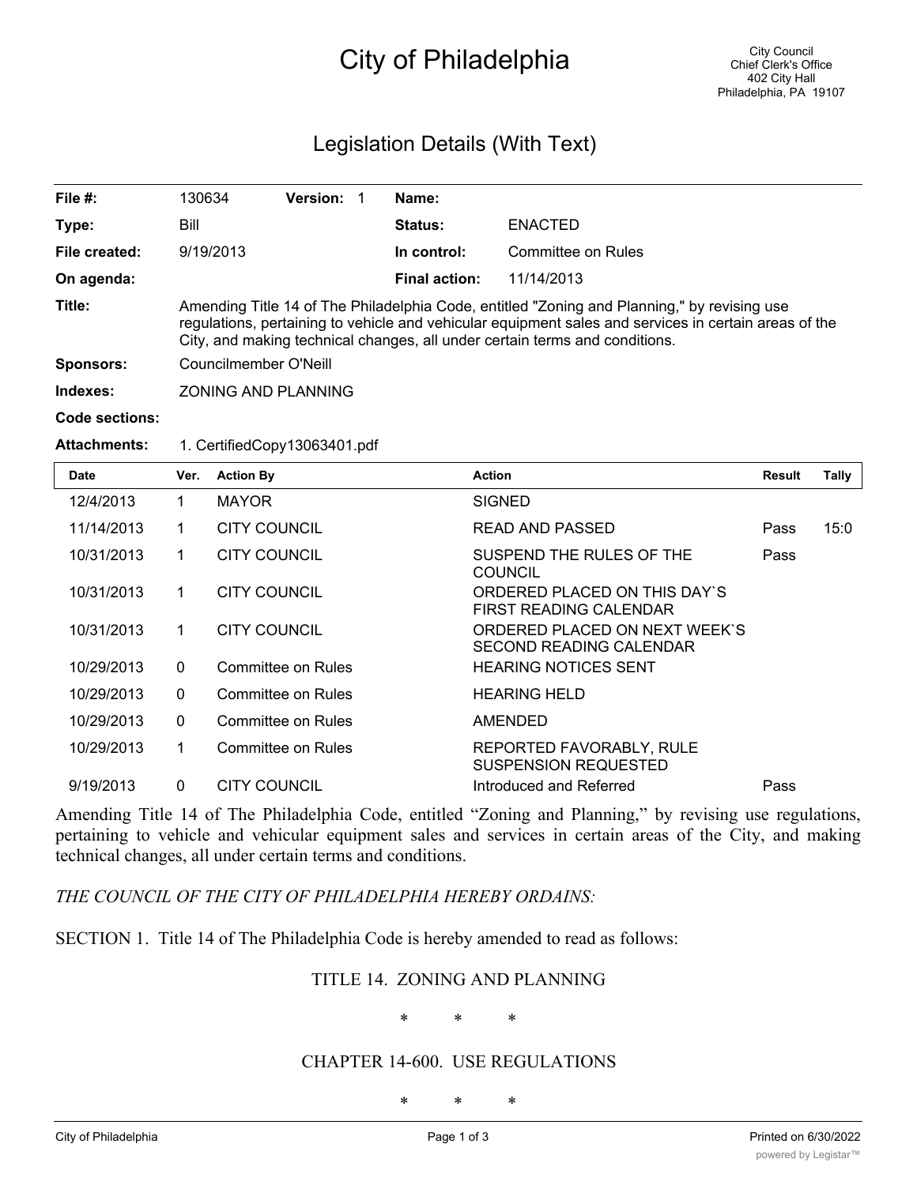# City of Philadelphia

City Council
Chief Clerk's Office
402 City Hall
Philadelphia, PA 19107

## Legislation Details (With Text)

| | | | | | |
|---|---|---|---|---|---|
| **File #:** | 130634 | **Version:** | 1 | **Name:** | |
| **Type:** | Bill | | | **Status:** | ENACTED |
| **File created:** | 9/19/2013 | | | **In control:** | Committee on Rules |
| **On agenda:** | | | | **Final action:** | 11/14/2013 |

**Title:** Amending Title 14 of The Philadelphia Code, entitled "Zoning and Planning," by revising use regulations, pertaining to vehicle and vehicular equipment sales and services in certain areas of the City, and making technical changes, all under certain terms and conditions.

**Sponsors:** Councilmember O'Neill

**Indexes:** ZONING AND PLANNING

**Code sections:**

**Attachments:** 1. CertifiedCopy13063401.pdf

| Date | Ver. | Action By | Action | Result | Tally |
|---|---|---|---|---|---|
| 12/4/2013 | 1 | MAYOR | SIGNED | | |
| 11/14/2013 | 1 | CITY COUNCIL | READ AND PASSED | Pass | 15:0 |
| 10/31/2013 | 1 | CITY COUNCIL | SUSPEND THE RULES OF THE COUNCIL | Pass | |
| 10/31/2013 | 1 | CITY COUNCIL | ORDERED PLACED ON THIS DAY`S FIRST READING CALENDAR | | |
| 10/31/2013 | 1 | CITY COUNCIL | ORDERED PLACED ON NEXT WEEK`S SECOND READING CALENDAR | | |
| 10/29/2013 | 0 | Committee on Rules | HEARING NOTICES SENT | | |
| 10/29/2013 | 0 | Committee on Rules | HEARING HELD | | |
| 10/29/2013 | 0 | Committee on Rules | AMENDED | | |
| 10/29/2013 | 1 | Committee on Rules | REPORTED FAVORABLY, RULE SUSPENSION REQUESTED | | |
| 9/19/2013 | 0 | CITY COUNCIL | Introduced and Referred | Pass | |

Amending Title 14 of The Philadelphia Code, entitled "Zoning and Planning," by revising use regulations, pertaining to vehicle and vehicular equipment sales and services in certain areas of the City, and making technical changes, all under certain terms and conditions.

*THE COUNCIL OF THE CITY OF PHILADELPHIA HEREBY ORDAINS:*

SECTION 1. Title 14 of The Philadelphia Code is hereby amended to read as follows:

TITLE 14. ZONING AND PLANNING

\* \* \*

CHAPTER 14-600. USE REGULATIONS

\* \* \*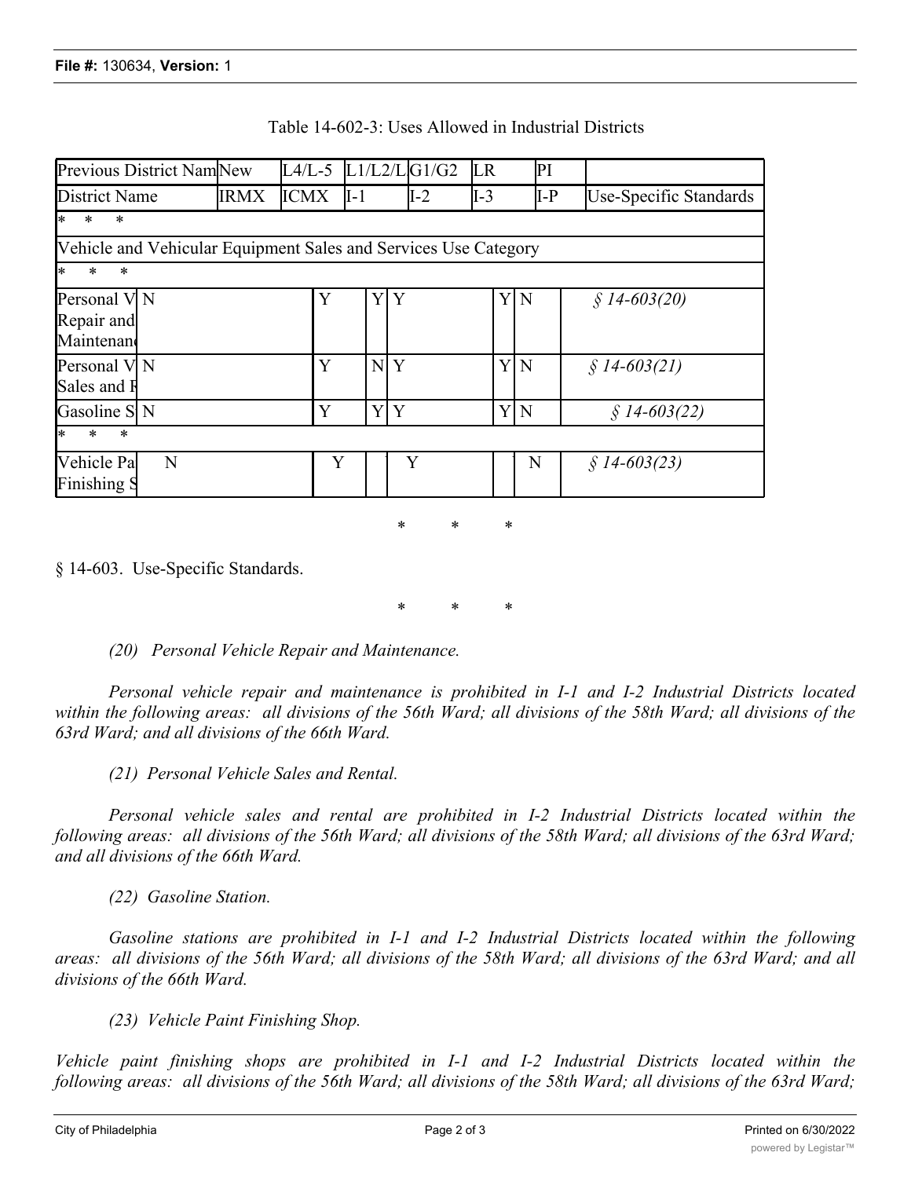Table 14-602-3: Uses Allowed in Industrial Districts

| Previous District Nam | New | L4/L-5 | L1/L2/L | G1/G2 | LR | PI | |
|---|---|---|---|---|---|---|---|
| District Name | IRMX | ICMX | I-1 | I-2 | I-3 | I-P | Use-Specific Standards |
| * * * | | | | | | | |
| Vehicle and Vehicular Equipment Sales and Services Use Category | | | | | | | |
| * * * | | | | | | | |
| Personal V Repair and Maintenan | N | Y | Y | Y | Y | N | *§ 14-603(20)* |
| Personal V Sales and R | N | Y | N | Y | Y | N | *§ 14-603(21)* |
| Gasoline S | N | Y | Y | Y | Y | N | *§ 14-603(22)* |
| * * * | | | | | | | |
| Vehicle Pa Finishing S | N | Y | | Y | | N | *§ 14-603(23)* |

\* \* \*

§ 14-603. Use-Specific Standards.

\* \* \*

*(20) Personal Vehicle Repair and Maintenance.*

*Personal vehicle repair and maintenance is prohibited in I-1 and I-2 Industrial Districts located within the following areas: all divisions of the 56th Ward; all divisions of the 58th Ward; all divisions of the 63rd Ward; and all divisions of the 66th Ward.*

*(21) Personal Vehicle Sales and Rental.*

*Personal vehicle sales and rental are prohibited in I-2 Industrial Districts located within the following areas: all divisions of the 56th Ward; all divisions of the 58th Ward; all divisions of the 63rd Ward; and all divisions of the 66th Ward.*

*(22) Gasoline Station.*

*Gasoline stations are prohibited in I-1 and I-2 Industrial Districts located within the following areas: all divisions of the 56th Ward; all divisions of the 58th Ward; all divisions of the 63rd Ward; and all divisions of the 66th Ward.*

*(23) Vehicle Paint Finishing Shop.*

*Vehicle paint finishing shops are prohibited in I-1 and I-2 Industrial Districts located within the following areas: all divisions of the 56th Ward; all divisions of the 58th Ward; all divisions of the 63rd Ward;*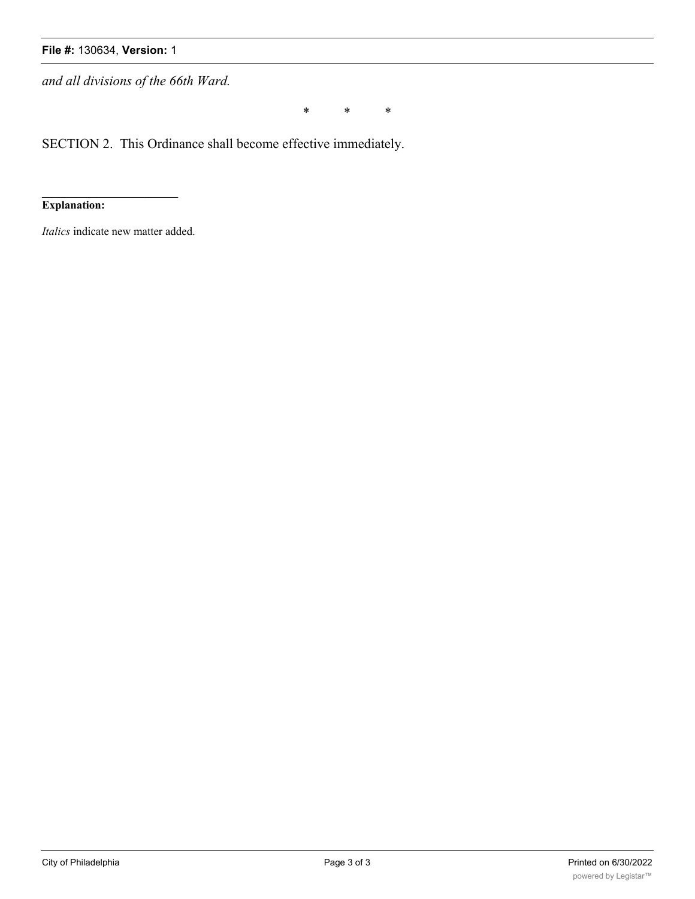*and all divisions of the 66th Ward.*

\*          \*          \*

SECTION 2. This Ordinance shall become effective immediately.

___________________________

**Explanation:**

*Italics* indicate new matter added.